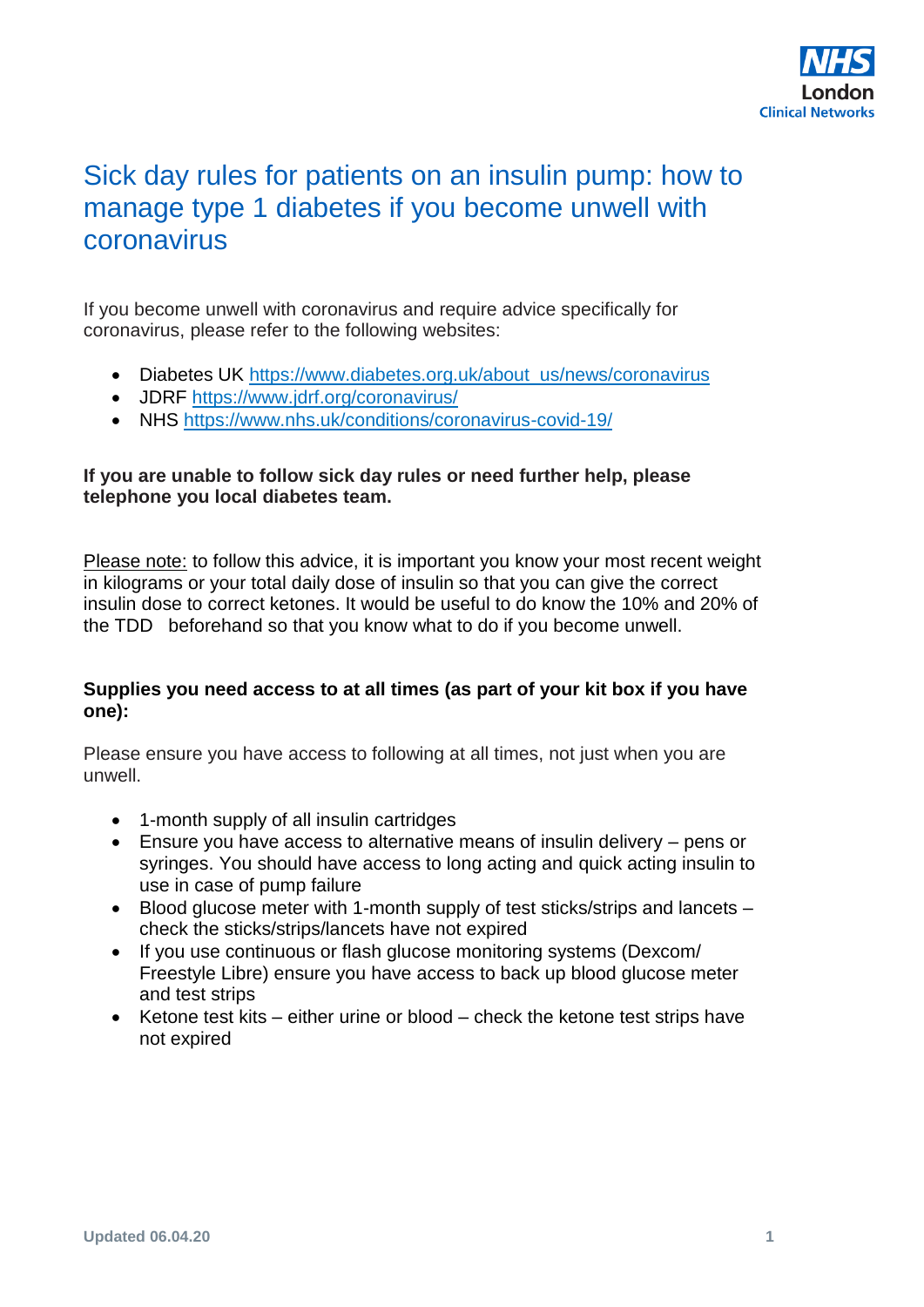NHS London Clinical Networks

# Sick day rules for patients on an insulin pump: how to manage type 1 diabetes if you become unwell with coronavirus

If you become unwell with coronavirus and require advice specifically for coronavirus, please refer to the following websites:

- Diabetes UK https://www.diabetes.org.uk/about_us/news/coronavirus
- JDRF https://www.jdrf.org/coronavirus/
- NHS https://www.nhs.uk/conditions/coronavirus-covid-19/

**If you are unable to follow sick day rules or need further help, please telephone you local diabetes team.**

Please note: to follow this advice, it is important you know your most recent weight in kilograms or your total daily dose of insulin so that you can give the correct insulin dose to correct ketones. It would be useful to do know the 10% and 20% of the TDD beforehand so that you know what to do if you become unwell.

**Supplies you need access to at all times (as part of your kit box if you have one):**

Please ensure you have access to following at all times, not just when you are unwell.

- 1-month supply of all insulin cartridges
- Ensure you have access to alternative means of insulin delivery – pens or syringes. You should have access to long acting and quick acting insulin to use in case of pump failure
- Blood glucose meter with 1-month supply of test sticks/strips and lancets – check the sticks/strips/lancets have not expired
- If you use continuous or flash glucose monitoring systems (Dexcom/ Freestyle Libre) ensure you have access to back up blood glucose meter and test strips
- Ketone test kits – either urine or blood – check the ketone test strips have not expired

Updated 06.04.20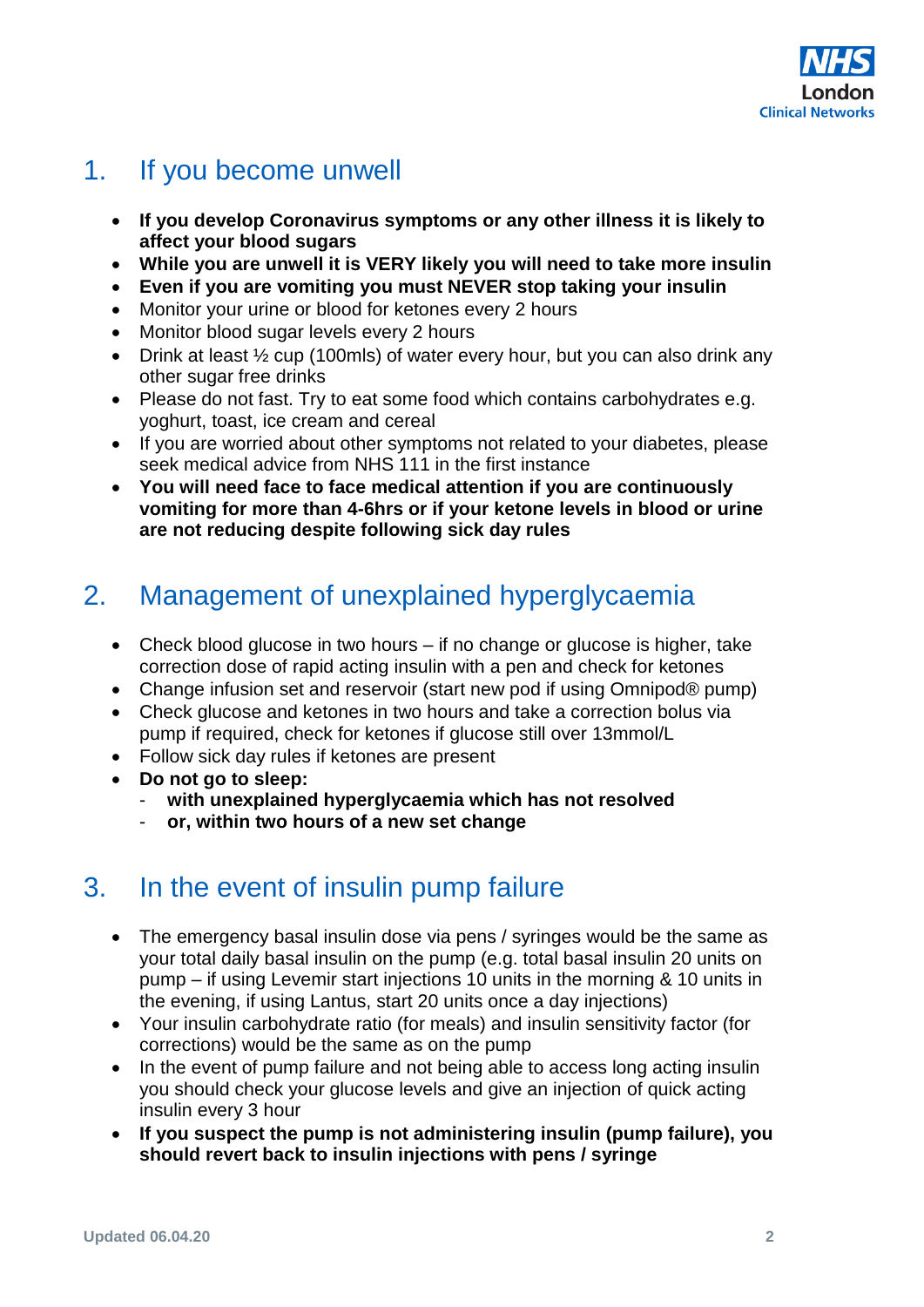## 1. If you become unwell

- **If you develop Coronavirus symptoms or any other illness it is likely to affect your blood sugars**
- **While you are unwell it is VERY likely you will need to take more insulin**
- **Even if you are vomiting you must NEVER stop taking your insulin**
- Monitor your urine or blood for ketones every 2 hours
- Monitor blood sugar levels every 2 hours
- Drink at least ½ cup (100mls) of water every hour, but you can also drink any other sugar free drinks
- Please do not fast. Try to eat some food which contains carbohydrates e.g. yoghurt, toast, ice cream and cereal
- If you are worried about other symptoms not related to your diabetes, please seek medical advice from NHS 111 in the first instance
- **You will need face to face medical attention if you are continuously vomiting for more than 4-6hrs or if your ketone levels in blood or urine are not reducing despite following sick day rules**

## 2. Management of unexplained hyperglycaemia

- Check blood glucose in two hours – if no change or glucose is higher, take correction dose of rapid acting insulin with a pen and check for ketones
- Change infusion set and reservoir (start new pod if using Omnipod® pump)
- Check glucose and ketones in two hours and take a correction bolus via pump if required, check for ketones if glucose still over 13mmol/L
- Follow sick day rules if ketones are present
- **Do not go to sleep:**
  - **with unexplained hyperglycaemia which has not resolved**
  - **or, within two hours of a new set change**

## 3. In the event of insulin pump failure

- The emergency basal insulin dose via pens / syringes would be the same as your total daily basal insulin on the pump (e.g. total basal insulin 20 units on pump – if using Levemir start injections 10 units in the morning & 10 units in the evening, if using Lantus, start 20 units once a day injections)
- Your insulin carbohydrate ratio (for meals) and insulin sensitivity factor (for corrections) would be the same as on the pump
- In the event of pump failure and not being able to access long acting insulin you should check your glucose levels and give an injection of quick acting insulin every 3 hour
- **If you suspect the pump is not administering insulin (pump failure), you should revert back to insulin injections with pens / syringe**

Updated 06.04.20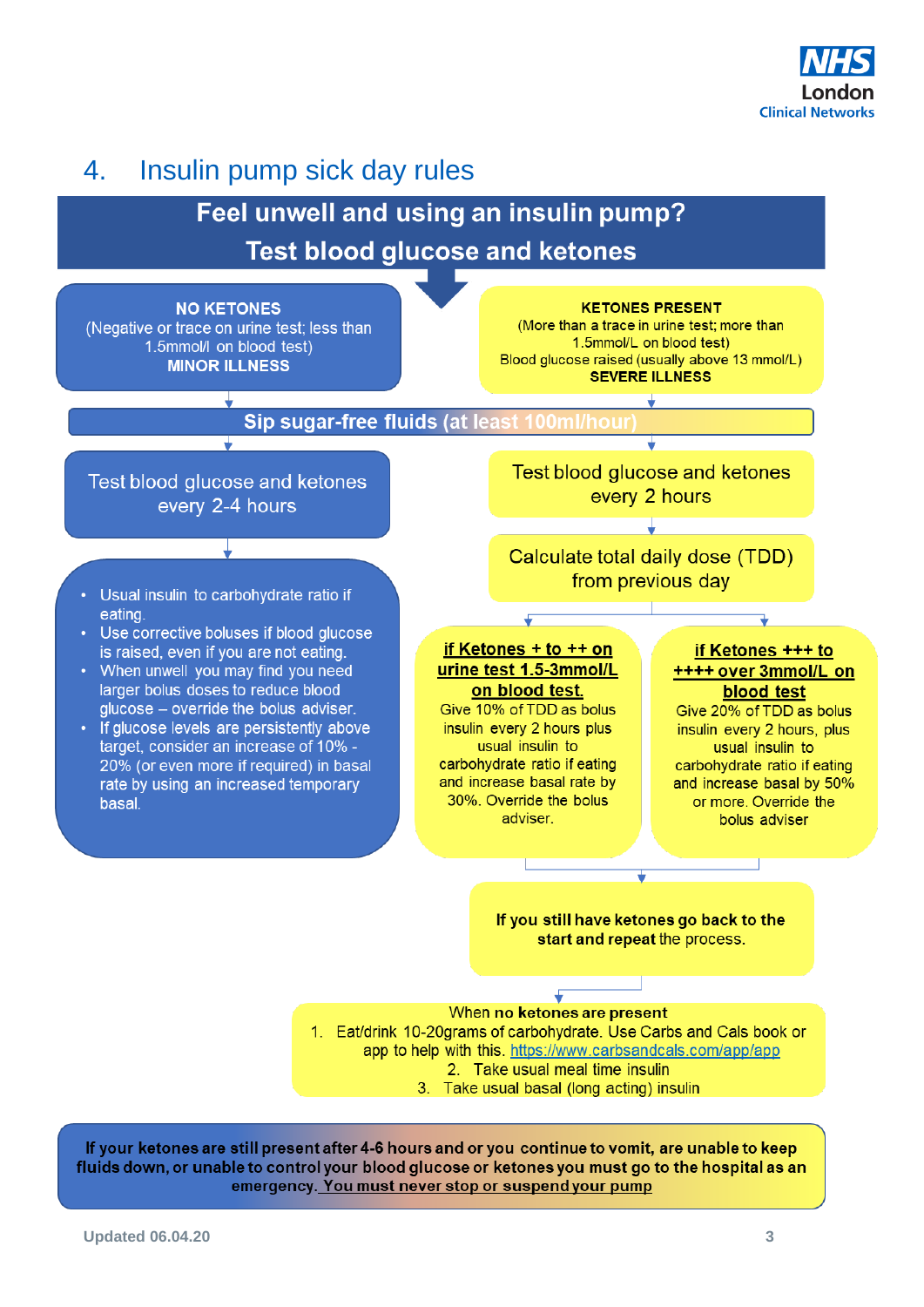## 4. Insulin pump sick day rules

### Feel unwell and using an insulin pump? Test blood glucose and ketones

**NO KETONES**
(Negative or trace on urine test; less than 1.5mmol/l on blood test)
**MINOR ILLNESS**

**KETONES PRESENT**
(More than a trace in urine test; more than 1.5mmol/L on blood test)
Blood glucose raised (usually above 13 mmol/L)
**SEVERE ILLNESS**

**Sip sugar-free fluids (at least 100ml/hour)**

**No ketones (minor illness):**

Test blood glucose and ketones every 2-4 hours

- Usual insulin to carbohydrate ratio if eating.
- Use corrective boluses if blood glucose is raised, even if you are not eating.
- When unwell you may find you need larger bolus doses to reduce blood glucose – override the bolus adviser.
- If glucose levels are persistently above target, consider an increase of 10% - 20% (or even more if required) in basal rate by using an increased temporary basal.

**Ketones present (severe illness):**

Test blood glucose and ketones every 2 hours

Calculate total daily dose (TDD) from previous day

**<u>if Ketones + to ++ on urine test 1.5-3mmol/L on blood test</u>**
Give 10% of TDD as bolus insulin every 2 hours plus usual insulin to carbohydrate ratio if eating and increase basal rate by 30%. Override the bolus adviser.

**<u>if Ketones +++ to ++++ over 3mmol/L on blood test</u>**
Give 20% of TDD as bolus insulin every 2 hours, plus usual insulin to carbohydrate ratio if eating and increase basal by 50% or more. Override the bolus adviser

**If you still have ketones go back to the start and repeat** the process.

When **no ketones are present**

1. Eat/drink 10-20grams of carbohydrate. Use Carbs and Cals book or app to help with this. https://www.carbsandcals.com/app/app
2. Take usual meal time insulin
3. Take usual basal (long acting) insulin

**If your ketones are still present after 4-6 hours and or you continue to vomit, are unable to keep fluids down, or unable to control your blood glucose or ketones you must go to the hospital as an emergency. <u>You must never stop or suspend your pump</u>**

Updated 06.04.20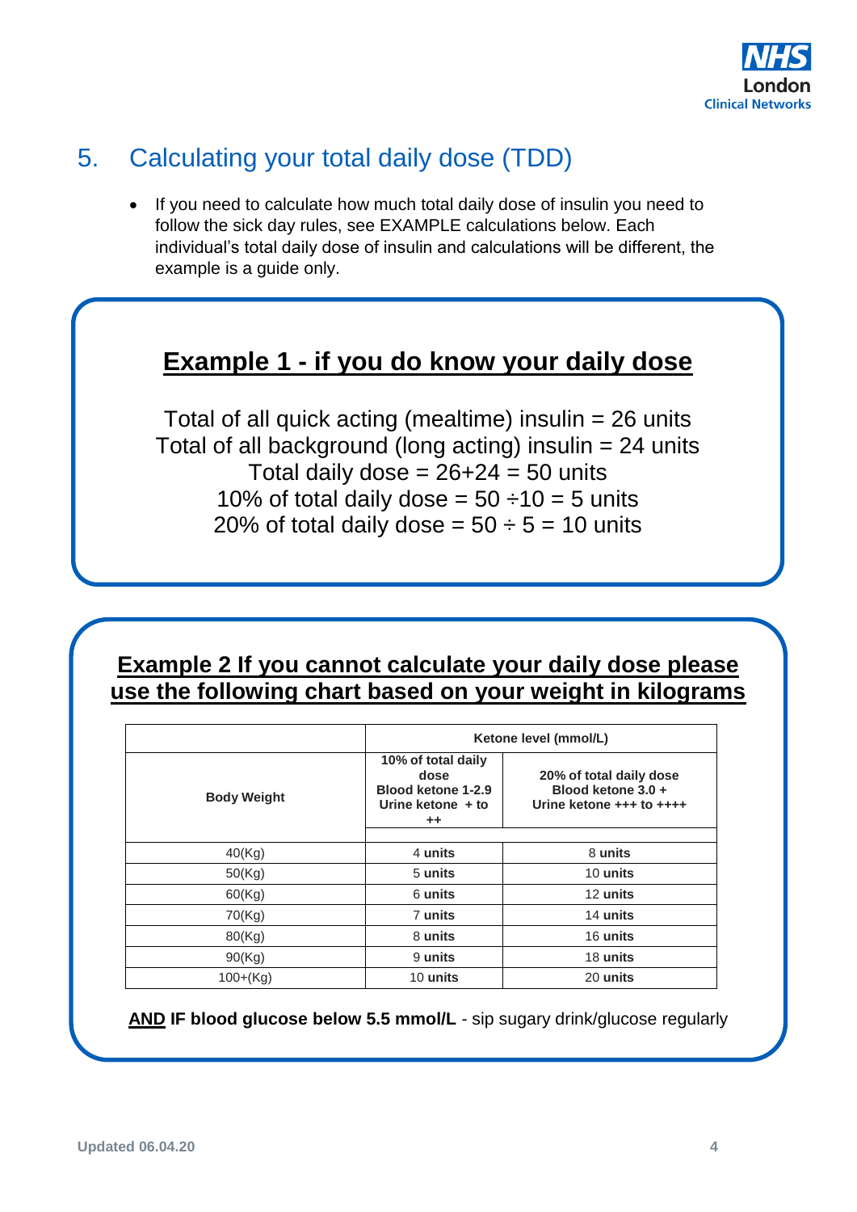## 5. Calculating your total daily dose (TDD)

- If you need to calculate how much total daily dose of insulin you need to follow the sick day rules, see EXAMPLE calculations below. Each individual's total daily dose of insulin and calculations will be different, the example is a guide only.

### **Example 1 - if you do know your daily dose**

Total of all quick acting (mealtime) insulin = 26 units
Total of all background (long acting) insulin = 24 units
Total daily dose = 26+24 = 50 units
10% of total daily dose = 50 ÷10 = 5 units
20% of total daily dose = 50 ÷ 5 = 10 units

### **Example 2 If you cannot calculate your daily dose please use the following chart based on your weight in kilograms**

| | **Ketone level (mmol/L)** | |
|---|---|---|
| **Body Weight** | **10% of total daily dose Blood ketone 1-2.9 Urine ketone + to ++** | **20% of total daily dose Blood ketone 3.0 + Urine ketone +++ to ++++** |
| 40(Kg) | 4 **units** | 8 **units** |
| 50(Kg) | 5 **units** | 10 **units** |
| 60(Kg) | 6 **units** | 12 **units** |
| 70(Kg) | 7 **units** | 14 **units** |
| 80(Kg) | 8 **units** | 16 **units** |
| 90(Kg) | 9 **units** | 18 **units** |
| 100+(Kg) | 10 **units** | 20 **units** |

**AND IF blood glucose below 5.5 mmol/L** - sip sugary drink/glucose regularly

Updated 06.04.20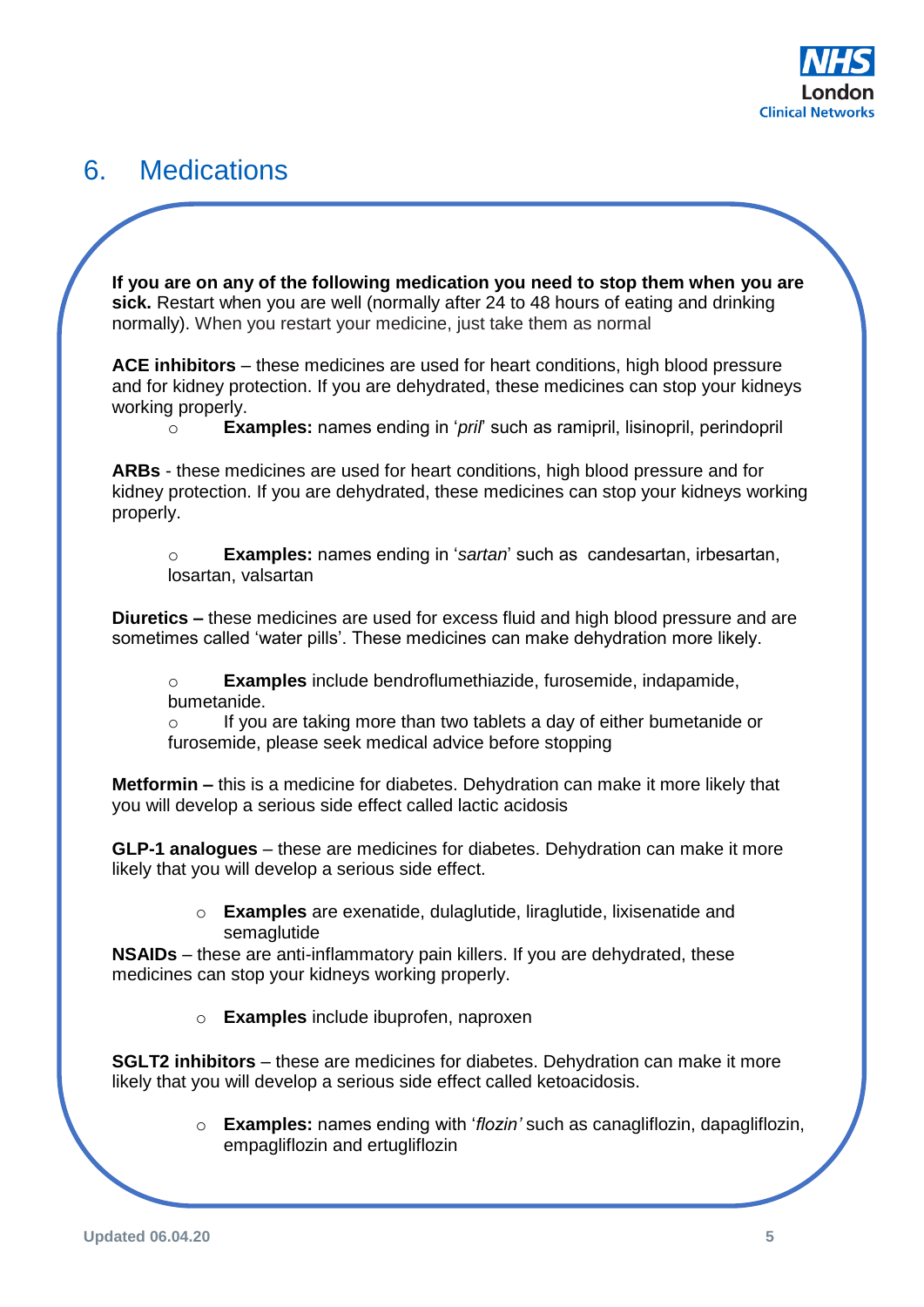## 6. Medications

**If you are on any of the following medication you need to stop them when you are sick.** Restart when you are well (normally after 24 to 48 hours of eating and drinking normally). When you restart your medicine, just take them as normal

**ACE inhibitors** – these medicines are used for heart conditions, high blood pressure and for kidney protection. If you are dehydrated, these medicines can stop your kidneys working properly.

- **Examples:** names ending in '*pril*' such as ramipril, lisinopril, perindopril

**ARBs** - these medicines are used for heart conditions, high blood pressure and for kidney protection. If you are dehydrated, these medicines can stop your kidneys working properly.

- **Examples:** names ending in '*sartan*' such as candesartan, irbesartan, losartan, valsartan

**Diuretics –** these medicines are used for excess fluid and high blood pressure and are sometimes called 'water pills'. These medicines can make dehydration more likely.

- **Examples** include bendroflumethiazide, furosemide, indapamide, bumetanide.
- If you are taking more than two tablets a day of either bumetanide or furosemide, please seek medical advice before stopping

**Metformin –** this is a medicine for diabetes. Dehydration can make it more likely that you will develop a serious side effect called lactic acidosis

**GLP-1 analogues** – these are medicines for diabetes. Dehydration can make it more likely that you will develop a serious side effect.

- **Examples** are exenatide, dulaglutide, liraglutide, lixisenatide and semaglutide

**NSAIDs** – these are anti-inflammatory pain killers. If you are dehydrated, these medicines can stop your kidneys working properly.

- **Examples** include ibuprofen, naproxen

**SGLT2 inhibitors** – these are medicines for diabetes. Dehydration can make it more likely that you will develop a serious side effect called ketoacidosis.

- **Examples:** names ending with '*flozin'* such as canagliflozin, dapagliflozin, empagliflozin and ertugliflozin

Updated 06.04.20